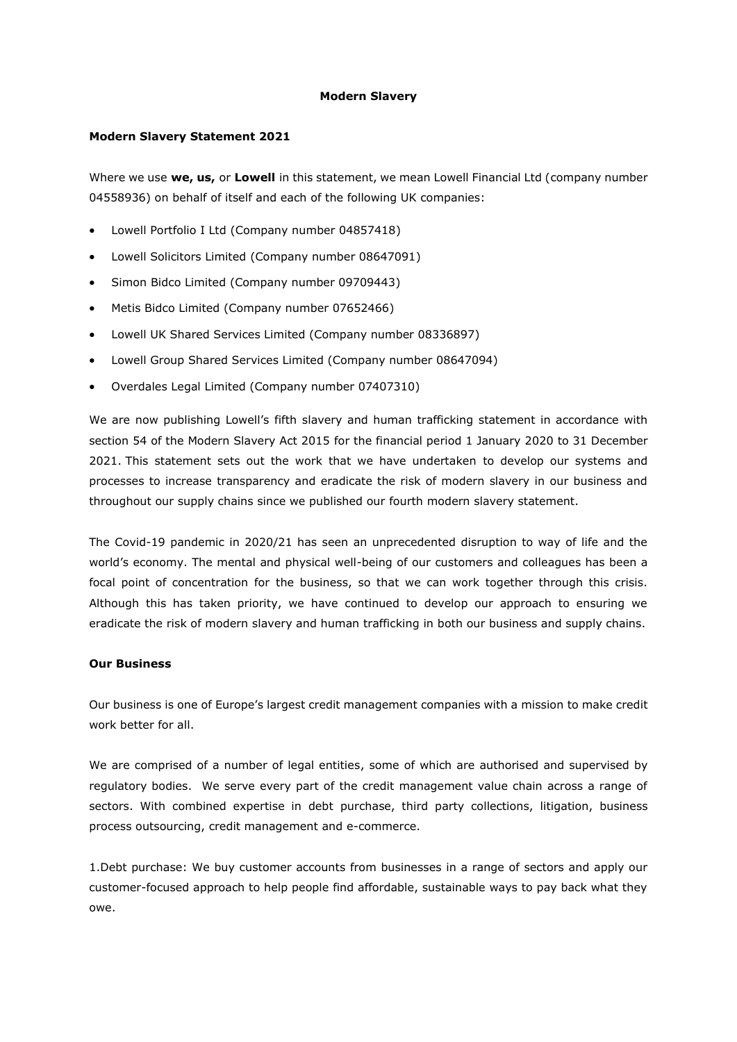# Modern Slavery

## Modern Slavery Statement 2021

Where we use **we, us,** or **Lowell** in this statement, we mean Lowell Financial Ltd (company number 04558936) on behalf of itself and each of the following UK companies:

- Lowell Portfolio I Ltd (Company number 04857418)
- Lowell Solicitors Limited (Company number 08647091)
- Simon Bidco Limited (Company number 09709443)
- Metis Bidco Limited (Company number 07652466)
- Lowell UK Shared Services Limited (Company number 08336897)
- Lowell Group Shared Services Limited (Company number 08647094)
- Overdales Legal Limited (Company number 07407310)

We are now publishing Lowell's fifth slavery and human trafficking statement in accordance with section 54 of the Modern Slavery Act 2015 for the financial period 1 January 2020 to 31 December 2021. This statement sets out the work that we have undertaken to develop our systems and processes to increase transparency and eradicate the risk of modern slavery in our business and throughout our supply chains since we published our fourth modern slavery statement.

The Covid-19 pandemic in 2020/21 has seen an unprecedented disruption to way of life and the world's economy. The mental and physical well-being of our customers and colleagues has been a focal point of concentration for the business, so that we can work together through this crisis. Although this has taken priority, we have continued to develop our approach to ensuring we eradicate the risk of modern slavery and human trafficking in both our business and supply chains.

## Our Business

Our business is one of Europe's largest credit management companies with a mission to make credit work better for all.

We are comprised of a number of legal entities, some of which are authorised and supervised by regulatory bodies. We serve every part of the credit management value chain across a range of sectors. With combined expertise in debt purchase, third party collections, litigation, business process outsourcing, credit management and e-commerce.

1.Debt purchase: We buy customer accounts from businesses in a range of sectors and apply our customer-focused approach to help people find affordable, sustainable ways to pay back what they owe.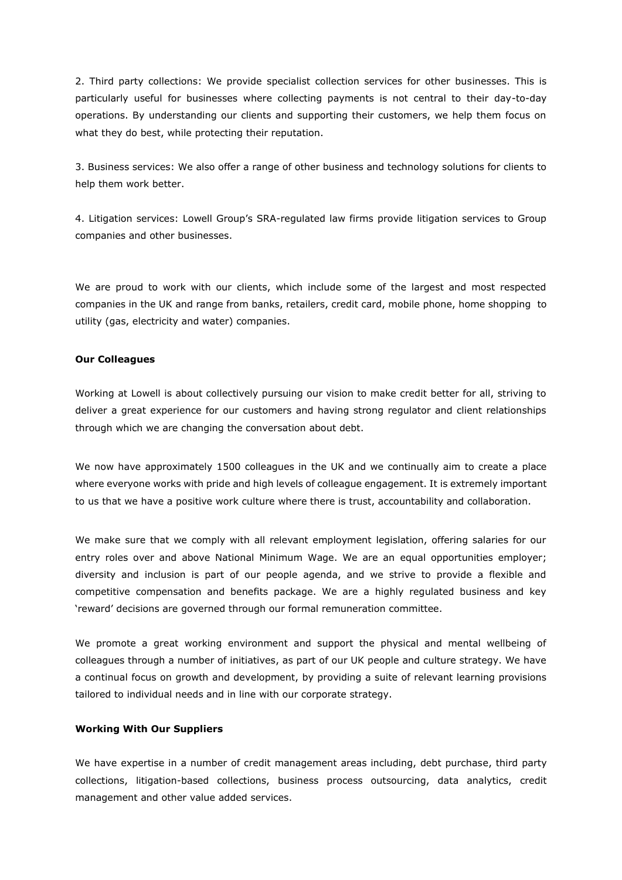2. Third party collections: We provide specialist collection services for other businesses. This is particularly useful for businesses where collecting payments is not central to their day-to-day operations. By understanding our clients and supporting their customers, we help them focus on what they do best, while protecting their reputation.

3. Business services: We also offer a range of other business and technology solutions for clients to help them work better.

4. Litigation services: Lowell Group's SRA-regulated law firms provide litigation services to Group companies and other businesses.

We are proud to work with our clients, which include some of the largest and most respected companies in the UK and range from banks, retailers, credit card, mobile phone, home shopping to utility (gas, electricity and water) companies.

**Our Colleagues**

Working at Lowell is about collectively pursuing our vision to make credit better for all, striving to deliver a great experience for our customers and having strong regulator and client relationships through which we are changing the conversation about debt.

We now have approximately 1500 colleagues in the UK and we continually aim to create a place where everyone works with pride and high levels of colleague engagement. It is extremely important to us that we have a positive work culture where there is trust, accountability and collaboration.

We make sure that we comply with all relevant employment legislation, offering salaries for our entry roles over and above National Minimum Wage. We are an equal opportunities employer; diversity and inclusion is part of our people agenda, and we strive to provide a flexible and competitive compensation and benefits package. We are a highly regulated business and key 'reward' decisions are governed through our formal remuneration committee.

We promote a great working environment and support the physical and mental wellbeing of colleagues through a number of initiatives, as part of our UK people and culture strategy. We have a continual focus on growth and development, by providing a suite of relevant learning provisions tailored to individual needs and in line with our corporate strategy.

**Working With Our Suppliers**

We have expertise in a number of credit management areas including, debt purchase, third party collections, litigation-based collections, business process outsourcing, data analytics, credit management and other value added services.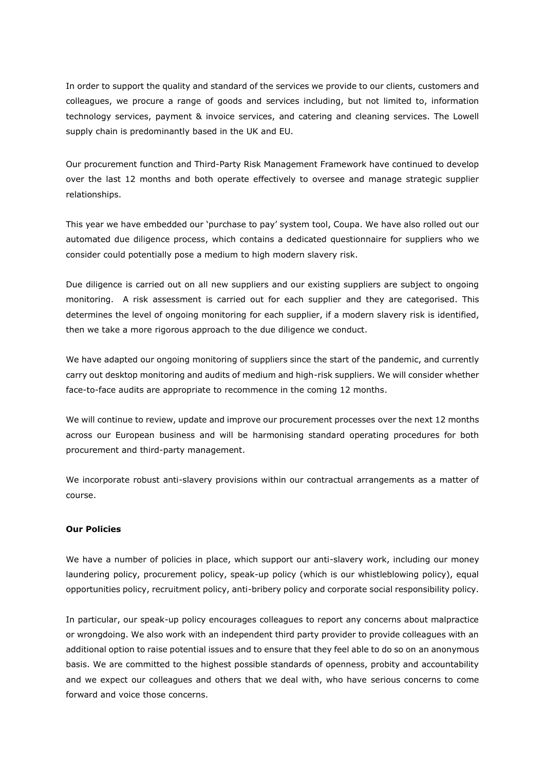In order to support the quality and standard of the services we provide to our clients, customers and colleagues, we procure a range of goods and services including, but not limited to, information technology services, payment & invoice services, and catering and cleaning services. The Lowell supply chain is predominantly based in the UK and EU.

Our procurement function and Third-Party Risk Management Framework have continued to develop over the last 12 months and both operate effectively to oversee and manage strategic supplier relationships.

This year we have embedded our 'purchase to pay' system tool, Coupa. We have also rolled out our automated due diligence process, which contains a dedicated questionnaire for suppliers who we consider could potentially pose a medium to high modern slavery risk.

Due diligence is carried out on all new suppliers and our existing suppliers are subject to ongoing monitoring. A risk assessment is carried out for each supplier and they are categorised. This determines the level of ongoing monitoring for each supplier, if a modern slavery risk is identified, then we take a more rigorous approach to the due diligence we conduct.

We have adapted our ongoing monitoring of suppliers since the start of the pandemic, and currently carry out desktop monitoring and audits of medium and high-risk suppliers. We will consider whether face-to-face audits are appropriate to recommence in the coming 12 months.

We will continue to review, update and improve our procurement processes over the next 12 months across our European business and will be harmonising standard operating procedures for both procurement and third-party management.

We incorporate robust anti-slavery provisions within our contractual arrangements as a matter of course.

**Our Policies**

We have a number of policies in place, which support our anti-slavery work, including our money laundering policy, procurement policy, speak-up policy (which is our whistleblowing policy), equal opportunities policy, recruitment policy, anti-bribery policy and corporate social responsibility policy.

In particular, our speak-up policy encourages colleagues to report any concerns about malpractice or wrongdoing. We also work with an independent third party provider to provide colleagues with an additional option to raise potential issues and to ensure that they feel able to do so on an anonymous basis. We are committed to the highest possible standards of openness, probity and accountability and we expect our colleagues and others that we deal with, who have serious concerns to come forward and voice those concerns.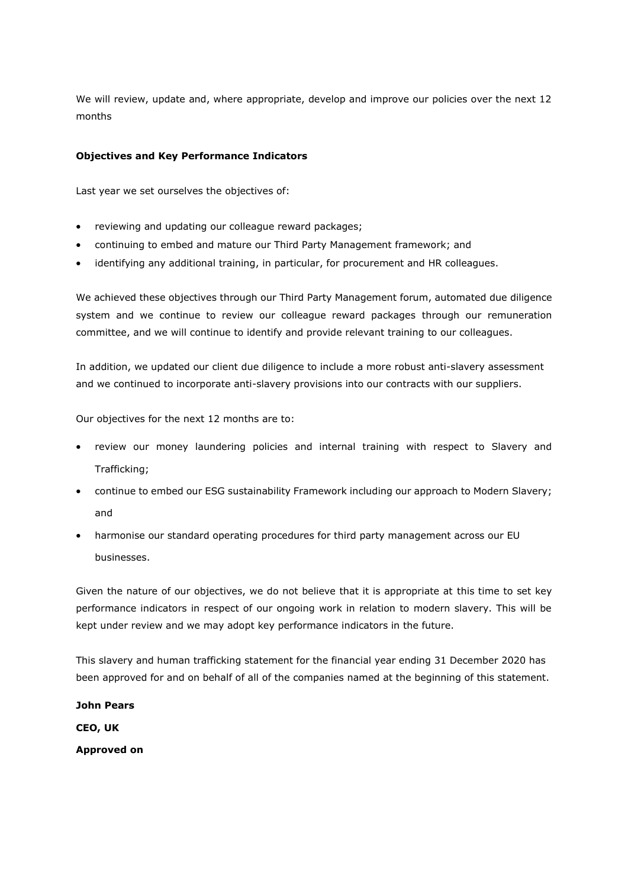We will review, update and, where appropriate, develop and improve our policies over the next 12 months

**Objectives and Key Performance Indicators**

Last year we set ourselves the objectives of:

- reviewing and updating our colleague reward packages;
- continuing to embed and mature our Third Party Management framework; and
- identifying any additional training, in particular, for procurement and HR colleagues.

We achieved these objectives through our Third Party Management forum, automated due diligence system and we continue to review our colleague reward packages through our remuneration committee, and we will continue to identify and provide relevant training to our colleagues.

In addition, we updated our client due diligence to include a more robust anti-slavery assessment and we continued to incorporate anti-slavery provisions into our contracts with our suppliers.

Our objectives for the next 12 months are to:

- review our money laundering policies and internal training with respect to Slavery and Trafficking;
- continue to embed our ESG sustainability Framework including our approach to Modern Slavery; and
- harmonise our standard operating procedures for third party management across our EU businesses.

Given the nature of our objectives, we do not believe that it is appropriate at this time to set key performance indicators in respect of our ongoing work in relation to modern slavery. This will be kept under review and we may adopt key performance indicators in the future.

This slavery and human trafficking statement for the financial year ending 31 December 2020 has been approved for and on behalf of all of the companies named at the beginning of this statement.

**John Pears**

**CEO, UK**

**Approved on**